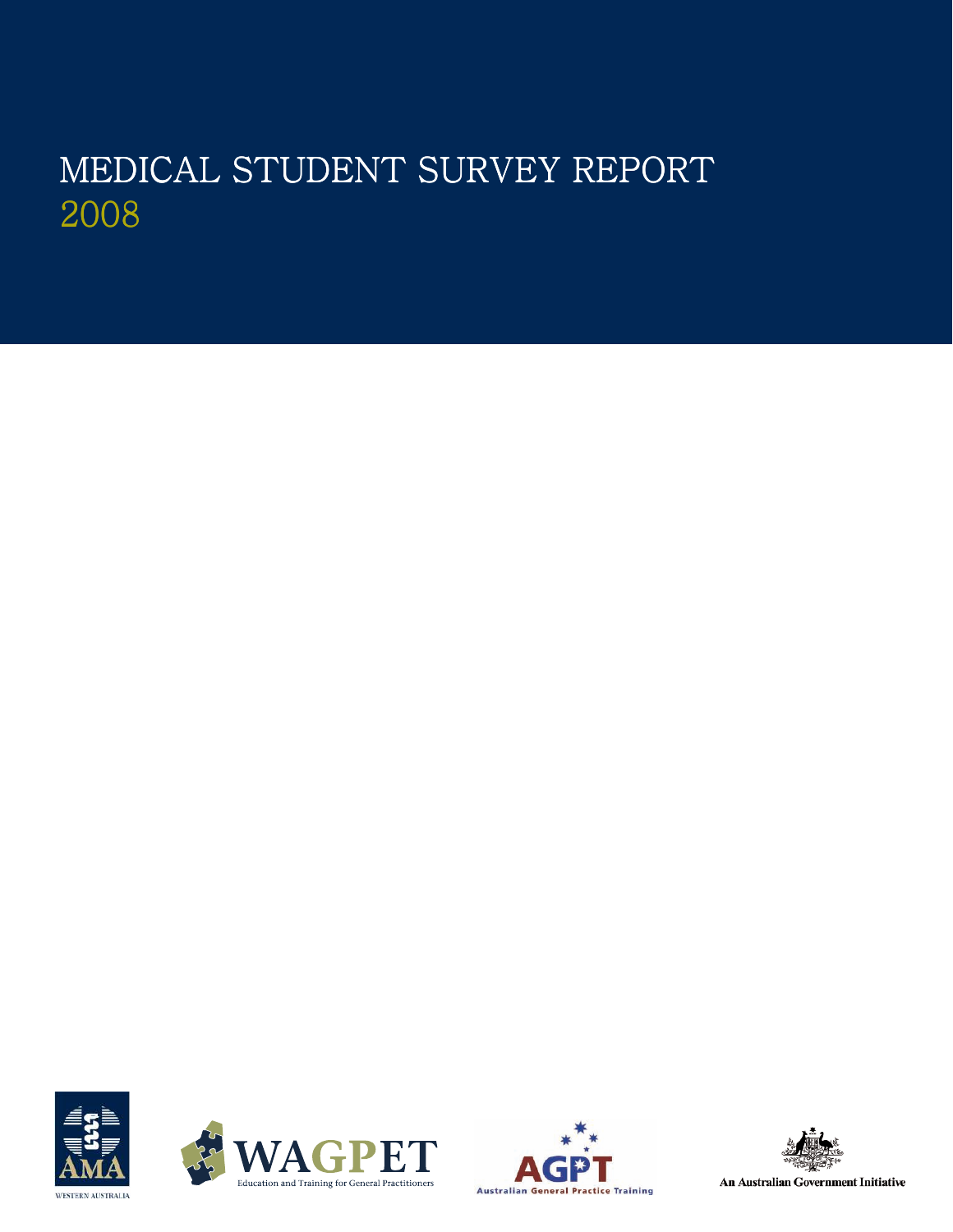# MEDICAL STUDENT SURVEY REPORT
## 2008

AMA WESTERN AUSTRALIA

WAGPET Education and Training for General Practitioners

AGPT Australian General Practice Training

An Australian Government Initiative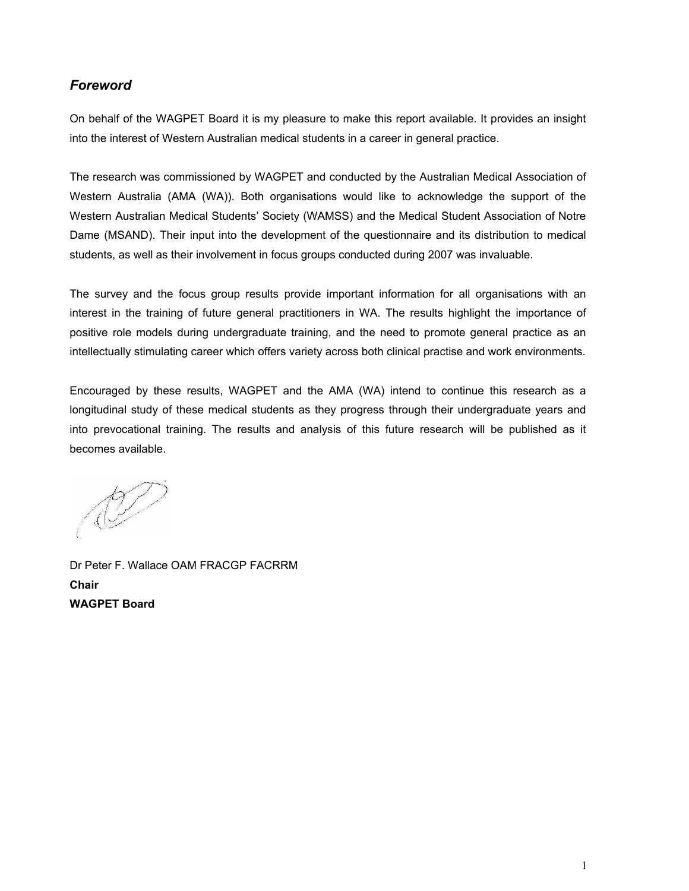## *Foreword*

On behalf of the WAGPET Board it is my pleasure to make this report available. It provides an insight into the interest of Western Australian medical students in a career in general practice.

The research was commissioned by WAGPET and conducted by the Australian Medical Association of Western Australia (AMA (WA)). Both organisations would like to acknowledge the support of the Western Australian Medical Students' Society (WAMSS) and the Medical Student Association of Notre Dame (MSAND). Their input into the development of the questionnaire and its distribution to medical students, as well as their involvement in focus groups conducted during 2007 was invaluable.

The survey and the focus group results provide important information for all organisations with an interest in the training of future general practitioners in WA. The results highlight the importance of positive role models during undergraduate training, and the need to promote general practice as an intellectually stimulating career which offers variety across both clinical practise and work environments.

Encouraged by these results, WAGPET and the AMA (WA) intend to continue this research as a longitudinal study of these medical students as they progress through their undergraduate years and into prevocational training. The results and analysis of this future research will be published as it becomes available.

Dr Peter F. Wallace OAM FRACGP FACRRM
**Chair**
**WAGPET Board**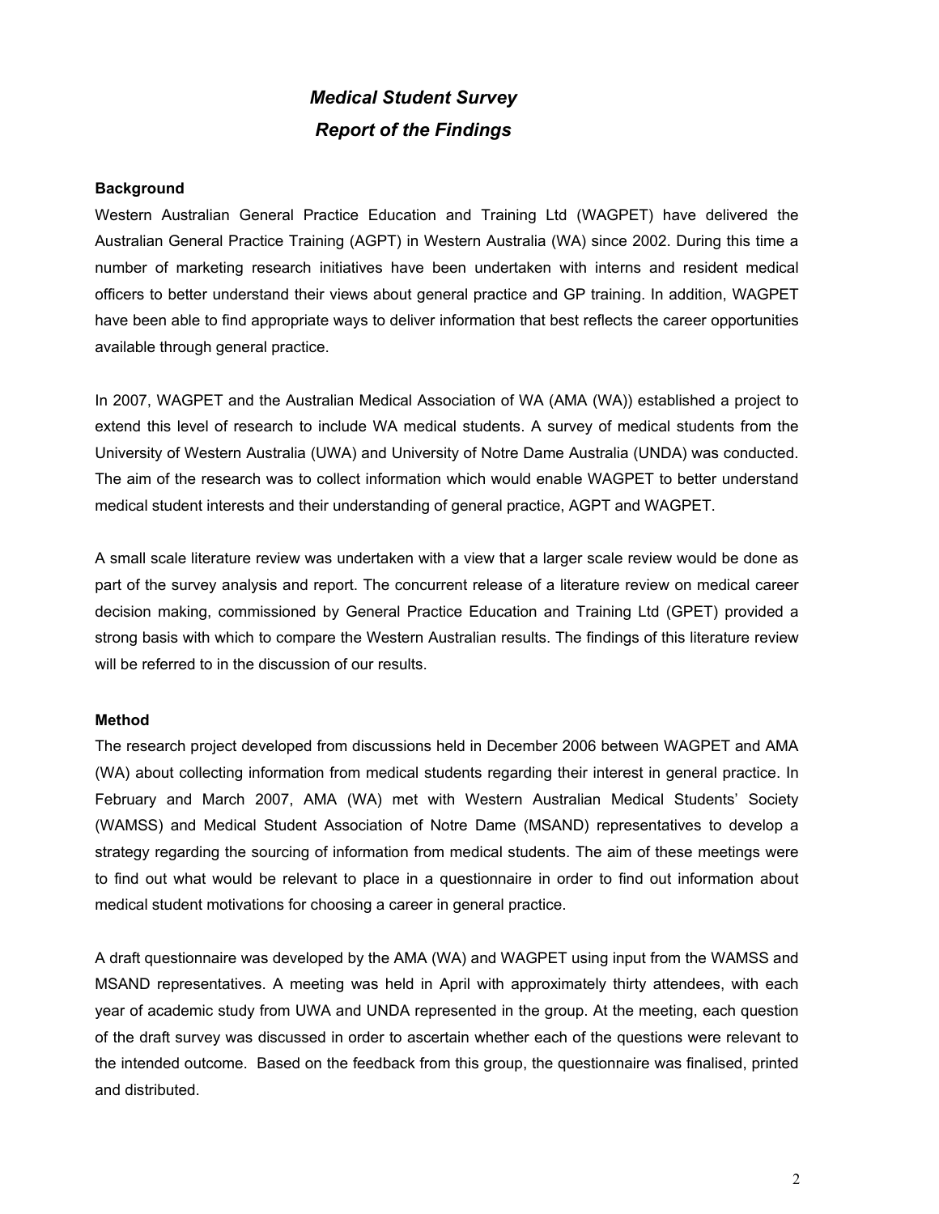# *Medical Student Survey*
# *Report of the Findings*

**Background**

Western Australian General Practice Education and Training Ltd (WAGPET) have delivered the Australian General Practice Training (AGPT) in Western Australia (WA) since 2002. During this time a number of marketing research initiatives have been undertaken with interns and resident medical officers to better understand their views about general practice and GP training. In addition, WAGPET have been able to find appropriate ways to deliver information that best reflects the career opportunities available through general practice.

In 2007, WAGPET and the Australian Medical Association of WA (AMA (WA)) established a project to extend this level of research to include WA medical students. A survey of medical students from the University of Western Australia (UWA) and University of Notre Dame Australia (UNDA) was conducted. The aim of the research was to collect information which would enable WAGPET to better understand medical student interests and their understanding of general practice, AGPT and WAGPET.

A small scale literature review was undertaken with a view that a larger scale review would be done as part of the survey analysis and report. The concurrent release of a literature review on medical career decision making, commissioned by General Practice Education and Training Ltd (GPET) provided a strong basis with which to compare the Western Australian results. The findings of this literature review will be referred to in the discussion of our results.

**Method**

The research project developed from discussions held in December 2006 between WAGPET and AMA (WA) about collecting information from medical students regarding their interest in general practice. In February and March 2007, AMA (WA) met with Western Australian Medical Students' Society (WAMSS) and Medical Student Association of Notre Dame (MSAND) representatives to develop a strategy regarding the sourcing of information from medical students. The aim of these meetings were to find out what would be relevant to place in a questionnaire in order to find out information about medical student motivations for choosing a career in general practice.

A draft questionnaire was developed by the AMA (WA) and WAGPET using input from the WAMSS and MSAND representatives. A meeting was held in April with approximately thirty attendees, with each year of academic study from UWA and UNDA represented in the group. At the meeting, each question of the draft survey was discussed in order to ascertain whether each of the questions were relevant to the intended outcome. Based on the feedback from this group, the questionnaire was finalised, printed and distributed.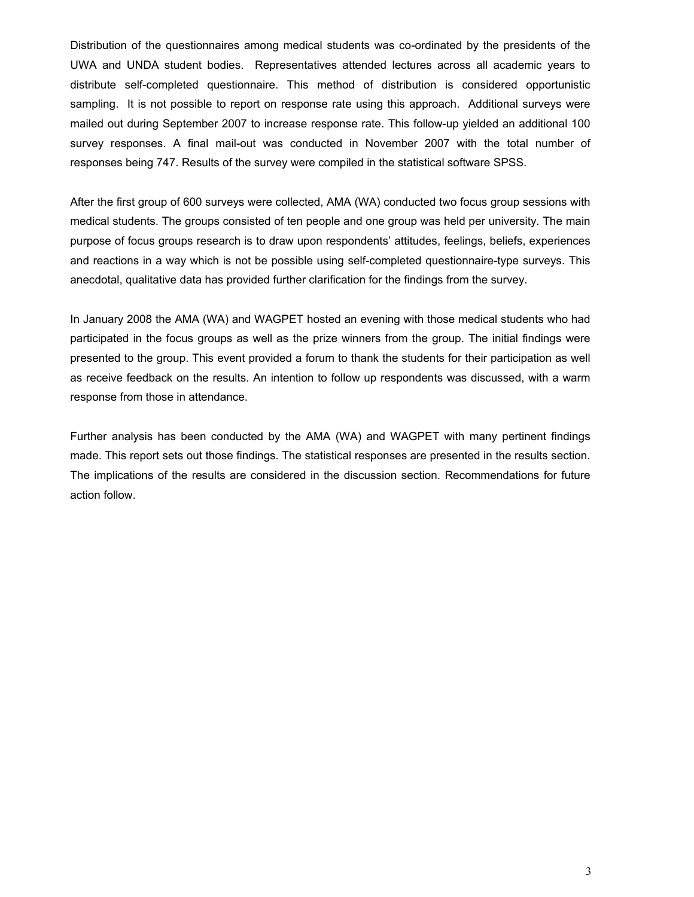Distribution of the questionnaires among medical students was co-ordinated by the presidents of the UWA and UNDA student bodies. Representatives attended lectures across all academic years to distribute self-completed questionnaire. This method of distribution is considered opportunistic sampling. It is not possible to report on response rate using this approach. Additional surveys were mailed out during September 2007 to increase response rate. This follow-up yielded an additional 100 survey responses. A final mail-out was conducted in November 2007 with the total number of responses being 747. Results of the survey were compiled in the statistical software SPSS.

After the first group of 600 surveys were collected, AMA (WA) conducted two focus group sessions with medical students. The groups consisted of ten people and one group was held per university. The main purpose of focus groups research is to draw upon respondents' attitudes, feelings, beliefs, experiences and reactions in a way which is not be possible using self-completed questionnaire-type surveys. This anecdotal, qualitative data has provided further clarification for the findings from the survey.

In January 2008 the AMA (WA) and WAGPET hosted an evening with those medical students who had participated in the focus groups as well as the prize winners from the group. The initial findings were presented to the group. This event provided a forum to thank the students for their participation as well as receive feedback on the results. An intention to follow up respondents was discussed, with a warm response from those in attendance.

Further analysis has been conducted by the AMA (WA) and WAGPET with many pertinent findings made. This report sets out those findings. The statistical responses are presented in the results section. The implications of the results are considered in the discussion section. Recommendations for future action follow.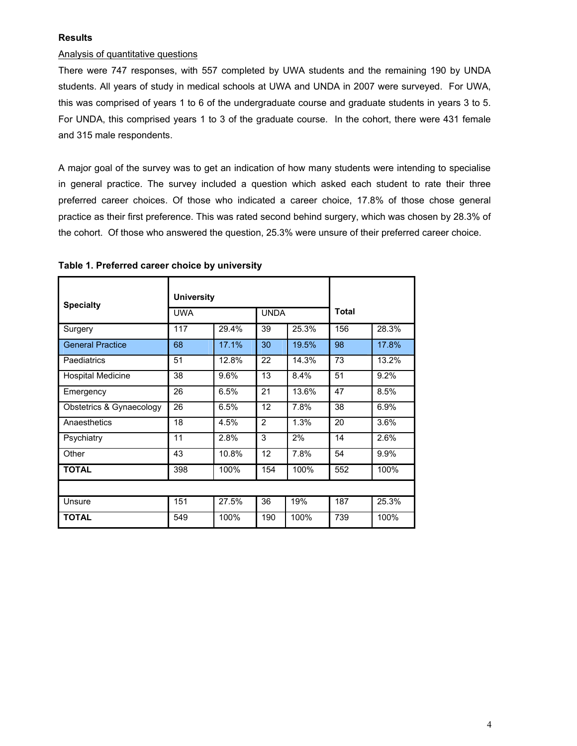**Results**

Analysis of quantitative questions

There were 747 responses, with 557 completed by UWA students and the remaining 190 by UNDA students. All years of study in medical schools at UWA and UNDA in 2007 were surveyed. For UWA, this was comprised of years 1 to 6 of the undergraduate course and graduate students in years 3 to 5. For UNDA, this comprised years 1 to 3 of the graduate course. In the cohort, there were 431 female and 315 male respondents.

A major goal of the survey was to get an indication of how many students were intending to specialise in general practice. The survey included a question which asked each student to rate their three preferred career choices. Of those who indicated a career choice, 17.8% of those chose general practice as their first preference. This was rated second behind surgery, which was chosen by 28.3% of the cohort. Of those who answered the question, 25.3% were unsure of their preferred career choice.

**Table 1. Preferred career choice by university**

| **Specialty** | **University** | | | | **Total** | |
|---|---|---|---|---|---|---|
| | UWA | | UNDA | | | |
| Surgery | 117 | 29.4% | 39 | 25.3% | 156 | 28.3% |
| General Practice | 68 | 17.1% | 30 | 19.5% | 98 | 17.8% |
| Paediatrics | 51 | 12.8% | 22 | 14.3% | 73 | 13.2% |
| Hospital Medicine | 38 | 9.6% | 13 | 8.4% | 51 | 9.2% |
| Emergency | 26 | 6.5% | 21 | 13.6% | 47 | 8.5% |
| Obstetrics & Gynaecology | 26 | 6.5% | 12 | 7.8% | 38 | 6.9% |
| Anaesthetics | 18 | 4.5% | 2 | 1.3% | 20 | 3.6% |
| Psychiatry | 11 | 2.8% | 3 | 2% | 14 | 2.6% |
| Other | 43 | 10.8% | 12 | 7.8% | 54 | 9.9% |
| **TOTAL** | 398 | 100% | 154 | 100% | 552 | 100% |
| | | | | | | |
| Unsure | 151 | 27.5% | 36 | 19% | 187 | 25.3% |
| **TOTAL** | 549 | 100% | 190 | 100% | 739 | 100% |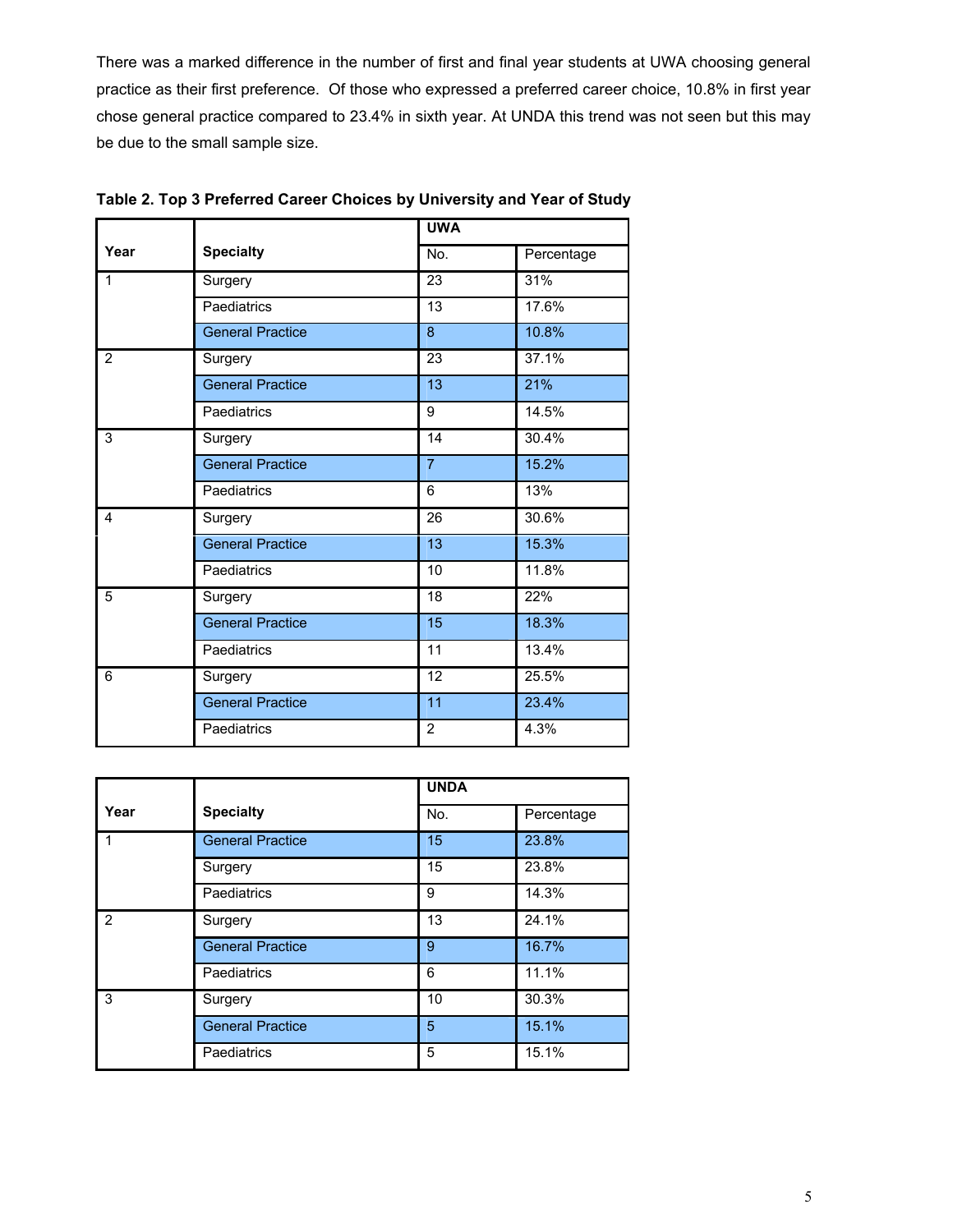There was a marked difference in the number of first and final year students at UWA choosing general practice as their first preference. Of those who expressed a preferred career choice, 10.8% in first year chose general practice compared to 23.4% in sixth year. At UNDA this trend was not seen but this may be due to the small sample size.

**Table 2. Top 3 Preferred Career Choices by University and Year of Study**

| Year | Specialty | UWA | |
|---|---|---|---|
| | | No. | Percentage |
| 1 | Surgery | 23 | 31% |
| | Paediatrics | 13 | 17.6% |
| | General Practice | 8 | 10.8% |
| 2 | Surgery | 23 | 37.1% |
| | General Practice | 13 | 21% |
| | Paediatrics | 9 | 14.5% |
| 3 | Surgery | 14 | 30.4% |
| | General Practice | 7 | 15.2% |
| | Paediatrics | 6 | 13% |
| 4 | Surgery | 26 | 30.6% |
| | General Practice | 13 | 15.3% |
| | Paediatrics | 10 | 11.8% |
| 5 | Surgery | 18 | 22% |
| | General Practice | 15 | 18.3% |
| | Paediatrics | 11 | 13.4% |
| 6 | Surgery | 12 | 25.5% |
| | General Practice | 11 | 23.4% |
| | Paediatrics | 2 | 4.3% |

| Year | Specialty | UNDA | |
|---|---|---|---|
| | | No. | Percentage |
| 1 | General Practice | 15 | 23.8% |
| | Surgery | 15 | 23.8% |
| | Paediatrics | 9 | 14.3% |
| 2 | Surgery | 13 | 24.1% |
| | General Practice | 9 | 16.7% |
| | Paediatrics | 6 | 11.1% |
| 3 | Surgery | 10 | 30.3% |
| | General Practice | 5 | 15.1% |
| | Paediatrics | 5 | 15.1% |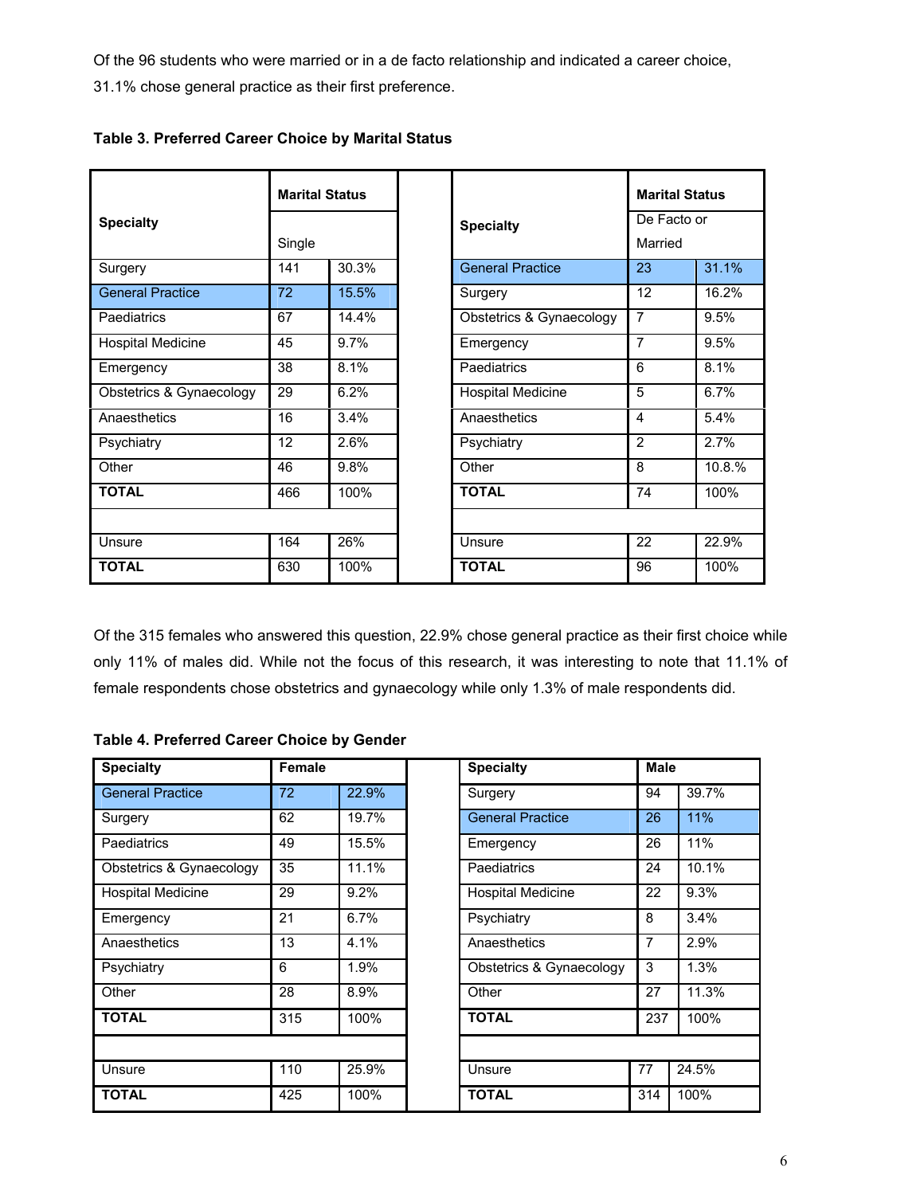Of the 96 students who were married or in a de facto relationship and indicated a career choice, 31.1% chose general practice as their first preference.

**Table 3. Preferred Career Choice by Marital Status**

| Specialty | Marital Status | | | Specialty | Marital Status | |
|---|---|---|---|---|---|---|
| | Single | | | | De Facto or Married | |
| Surgery | 141 | 30.3% | | General Practice | 23 | 31.1% |
| General Practice | 72 | 15.5% | | Surgery | 12 | 16.2% |
| Paediatrics | 67 | 14.4% | | Obstetrics & Gynaecology | 7 | 9.5% |
| Hospital Medicine | 45 | 9.7% | | Emergency | 7 | 9.5% |
| Emergency | 38 | 8.1% | | Paediatrics | 6 | 8.1% |
| Obstetrics & Gynaecology | 29 | 6.2% | | Hospital Medicine | 5 | 6.7% |
| Anaesthetics | 16 | 3.4% | | Anaesthetics | 4 | 5.4% |
| Psychiatry | 12 | 2.6% | | Psychiatry | 2 | 2.7% |
| Other | 46 | 9.8% | | Other | 8 | 10.8.% |
| **TOTAL** | 466 | 100% | | **TOTAL** | 74 | 100% |
| | | | | | | |
| Unsure | 164 | 26% | | Unsure | 22 | 22.9% |
| **TOTAL** | 630 | 100% | | **TOTAL** | 96 | 100% |

Of the 315 females who answered this question, 22.9% chose general practice as their first choice while only 11% of males did. While not the focus of this research, it was interesting to note that 11.1% of female respondents chose obstetrics and gynaecology while only 1.3% of male respondents did.

**Table 4. Preferred Career Choice by Gender**

| Specialty | Female | | | Specialty | Male | |
|---|---|---|---|---|---|---|
| General Practice | 72 | 22.9% | | Surgery | 94 | 39.7% |
| Surgery | 62 | 19.7% | | General Practice | 26 | 11% |
| Paediatrics | 49 | 15.5% | | Emergency | 26 | 11% |
| Obstetrics & Gynaecology | 35 | 11.1% | | Paediatrics | 24 | 10.1% |
| Hospital Medicine | 29 | 9.2% | | Hospital Medicine | 22 | 9.3% |
| Emergency | 21 | 6.7% | | Psychiatry | 8 | 3.4% |
| Anaesthetics | 13 | 4.1% | | Anaesthetics | 7 | 2.9% |
| Psychiatry | 6 | 1.9% | | Obstetrics & Gynaecology | 3 | 1.3% |
| Other | 28 | 8.9% | | Other | 27 | 11.3% |
| **TOTAL** | 315 | 100% | | **TOTAL** | 237 | 100% |
| | | | | | | |
| Unsure | 110 | 25.9% | | Unsure | 77 | 24.5% |
| **TOTAL** | 425 | 100% | | **TOTAL** | 314 | 100% |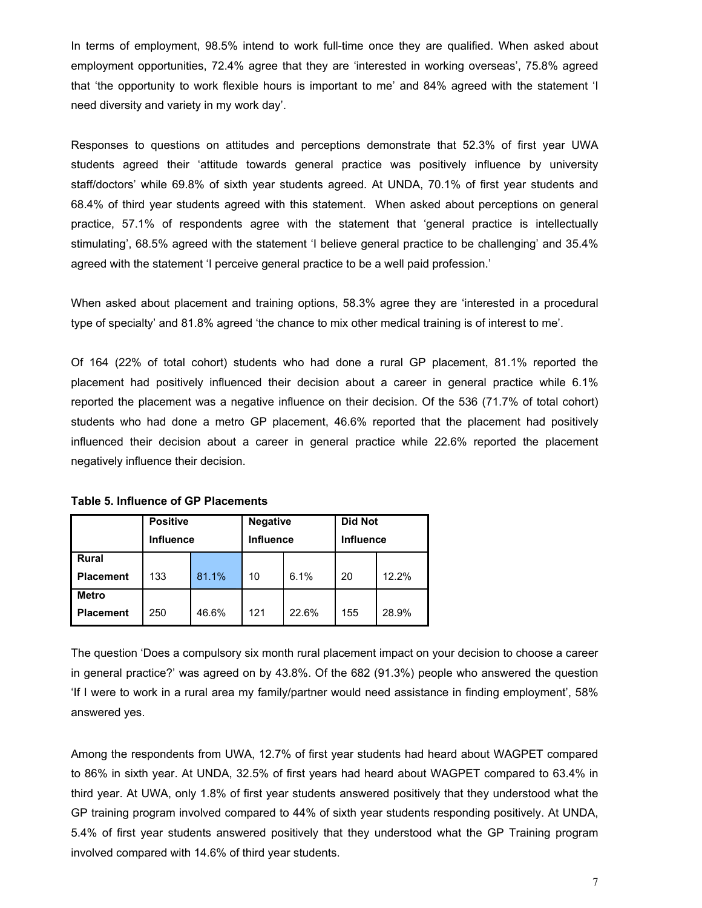In terms of employment, 98.5% intend to work full-time once they are qualified. When asked about employment opportunities, 72.4% agree that they are 'interested in working overseas', 75.8% agreed that 'the opportunity to work flexible hours is important to me' and 84% agreed with the statement 'I need diversity and variety in my work day'.

Responses to questions on attitudes and perceptions demonstrate that 52.3% of first year UWA students agreed their 'attitude towards general practice was positively influence by university staff/doctors' while 69.8% of sixth year students agreed. At UNDA, 70.1% of first year students and 68.4% of third year students agreed with this statement. When asked about perceptions on general practice, 57.1% of respondents agree with the statement that 'general practice is intellectually stimulating', 68.5% agreed with the statement 'I believe general practice to be challenging' and 35.4% agreed with the statement 'I perceive general practice to be a well paid profession.'

When asked about placement and training options, 58.3% agree they are 'interested in a procedural type of specialty' and 81.8% agreed 'the chance to mix other medical training is of interest to me'.

Of 164 (22% of total cohort) students who had done a rural GP placement, 81.1% reported the placement had positively influenced their decision about a career in general practice while 6.1% reported the placement was a negative influence on their decision. Of the 536 (71.7% of total cohort) students who had done a metro GP placement, 46.6% reported that the placement had positively influenced their decision about a career in general practice while 22.6% reported the placement negatively influence their decision.

**Table 5. Influence of GP Placements**

| | Positive Influence | | Negative Influence | | Did Not Influence | |
|---|---|---|---|---|---|---|
| **Rural Placement** | 133 | 81.1% | 10 | 6.1% | 20 | 12.2% |
| **Metro Placement** | 250 | 46.6% | 121 | 22.6% | 155 | 28.9% |

The question 'Does a compulsory six month rural placement impact on your decision to choose a career in general practice?' was agreed on by 43.8%. Of the 682 (91.3%) people who answered the question 'If I were to work in a rural area my family/partner would need assistance in finding employment', 58% answered yes.

Among the respondents from UWA, 12.7% of first year students had heard about WAGPET compared to 86% in sixth year. At UNDA, 32.5% of first years had heard about WAGPET compared to 63.4% in third year. At UWA, only 1.8% of first year students answered positively that they understood what the GP training program involved compared to 44% of sixth year students responding positively. At UNDA, 5.4% of first year students answered positively that they understood what the GP Training program involved compared with 14.6% of third year students.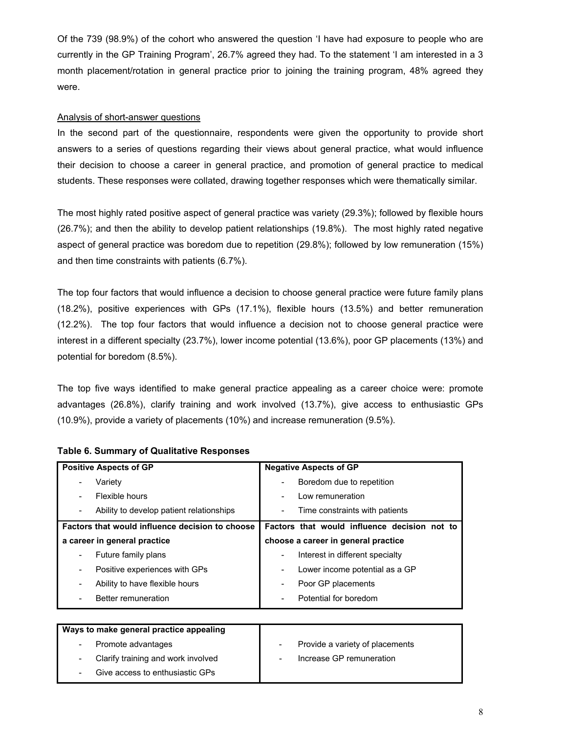Of the 739 (98.9%) of the cohort who answered the question 'I have had exposure to people who are currently in the GP Training Program', 26.7% agreed they had. To the statement 'I am interested in a 3 month placement/rotation in general practice prior to joining the training program, 48% agreed they were.

Analysis of short-answer questions

In the second part of the questionnaire, respondents were given the opportunity to provide short answers to a series of questions regarding their views about general practice, what would influence their decision to choose a career in general practice, and promotion of general practice to medical students. These responses were collated, drawing together responses which were thematically similar.

The most highly rated positive aspect of general practice was variety (29.3%); followed by flexible hours (26.7%); and then the ability to develop patient relationships (19.8%). The most highly rated negative aspect of general practice was boredom due to repetition (29.8%); followed by low remuneration (15%) and then time constraints with patients (6.7%).

The top four factors that would influence a decision to choose general practice were future family plans (18.2%), positive experiences with GPs (17.1%), flexible hours (13.5%) and better remuneration (12.2%). The top four factors that would influence a decision not to choose general practice were interest in a different specialty (23.7%), lower income potential (13.6%), poor GP placements (13%) and potential for boredom (8.5%).

The top five ways identified to make general practice appealing as a career choice were: promote advantages (26.8%), clarify training and work involved (13.7%), give access to enthusiastic GPs (10.9%), provide a variety of placements (10%) and increase remuneration (9.5%).

**Table 6. Summary of Qualitative Responses**

| **Positive Aspects of GP** | **Negative Aspects of GP** |
|---|---|
| - Variety | - Boredom due to repetition |
| - Flexible hours | - Low remuneration |
| - Ability to develop patient relationships | - Time constraints with patients |
| **Factors that would influence decision to choose a career in general practice** | **Factors that would influence decision not to choose a career in general practice** |
| - Future family plans | - Interest in different specialty |
| - Positive experiences with GPs | - Lower income potential as a GP |
| - Ability to have flexible hours | - Poor GP placements |
| - Better remuneration | - Potential for boredom |

| **Ways to make general practice appealing** | |
|---|---|
| - Promote advantages | - Provide a variety of placements |
| - Clarify training and work involved | - Increase GP remuneration |
| - Give access to enthusiastic GPs | |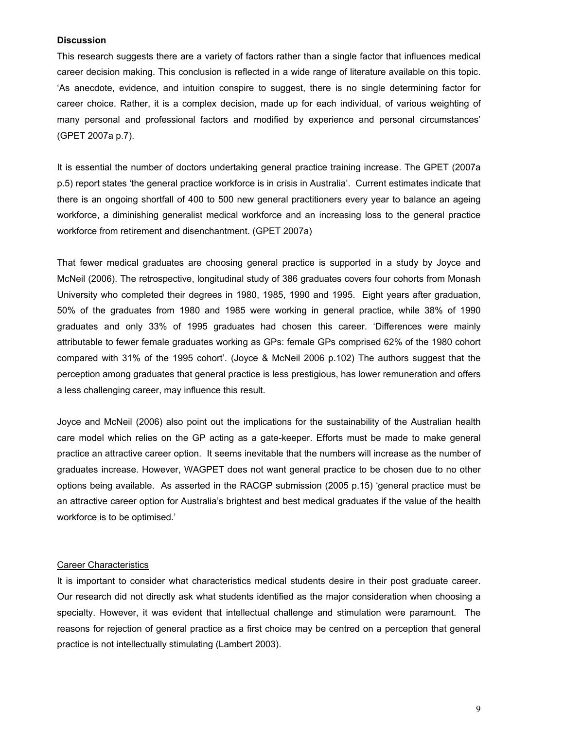## Discussion

This research suggests there are a variety of factors rather than a single factor that influences medical career decision making. This conclusion is reflected in a wide range of literature available on this topic. 'As anecdote, evidence, and intuition conspire to suggest, there is no single determining factor for career choice. Rather, it is a complex decision, made up for each individual, of various weighting of many personal and professional factors and modified by experience and personal circumstances' (GPET 2007a p.7).

It is essential the number of doctors undertaking general practice training increase. The GPET (2007a p.5) report states 'the general practice workforce is in crisis in Australia'. Current estimates indicate that there is an ongoing shortfall of 400 to 500 new general practitioners every year to balance an ageing workforce, a diminishing generalist medical workforce and an increasing loss to the general practice workforce from retirement and disenchantment. (GPET 2007a)

That fewer medical graduates are choosing general practice is supported in a study by Joyce and McNeil (2006). The retrospective, longitudinal study of 386 graduates covers four cohorts from Monash University who completed their degrees in 1980, 1985, 1990 and 1995. Eight years after graduation, 50% of the graduates from 1980 and 1985 were working in general practice, while 38% of 1990 graduates and only 33% of 1995 graduates had chosen this career. 'Differences were mainly attributable to fewer female graduates working as GPs: female GPs comprised 62% of the 1980 cohort compared with 31% of the 1995 cohort'. (Joyce & McNeil 2006 p.102) The authors suggest that the perception among graduates that general practice is less prestigious, has lower remuneration and offers a less challenging career, may influence this result.

Joyce and McNeil (2006) also point out the implications for the sustainability of the Australian health care model which relies on the GP acting as a gate-keeper. Efforts must be made to make general practice an attractive career option. It seems inevitable that the numbers will increase as the number of graduates increase. However, WAGPET does not want general practice to be chosen due to no other options being available. As asserted in the RACGP submission (2005 p.15) 'general practice must be an attractive career option for Australia's brightest and best medical graduates if the value of the health workforce is to be optimised.'

### Career Characteristics

It is important to consider what characteristics medical students desire in their post graduate career. Our research did not directly ask what students identified as the major consideration when choosing a specialty. However, it was evident that intellectual challenge and stimulation were paramount. The reasons for rejection of general practice as a first choice may be centred on a perception that general practice is not intellectually stimulating (Lambert 2003).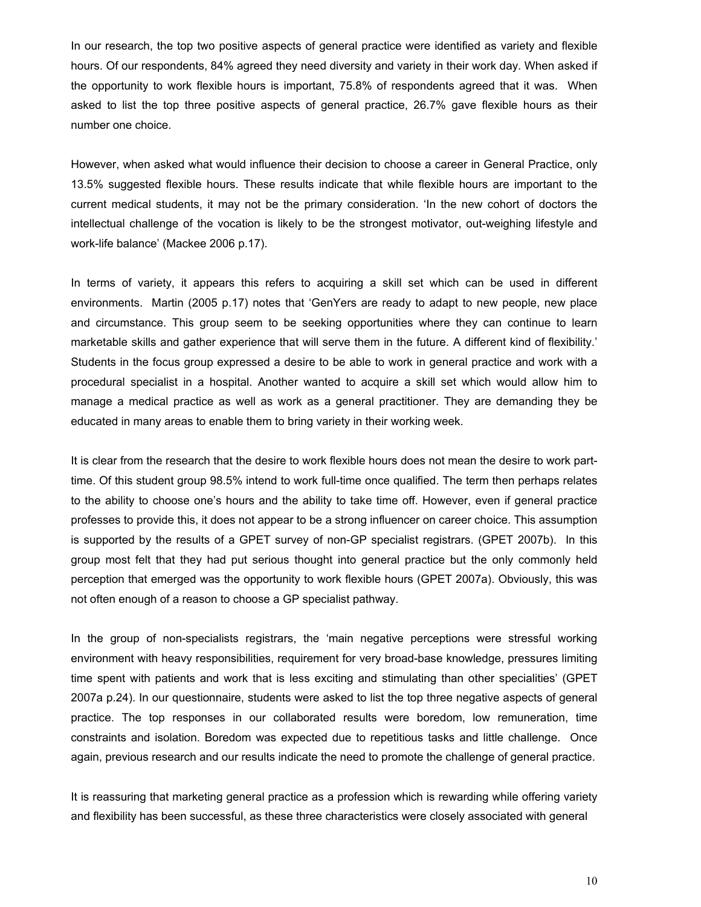In our research, the top two positive aspects of general practice were identified as variety and flexible hours. Of our respondents, 84% agreed they need diversity and variety in their work day. When asked if the opportunity to work flexible hours is important, 75.8% of respondents agreed that it was. When asked to list the top three positive aspects of general practice, 26.7% gave flexible hours as their number one choice.

However, when asked what would influence their decision to choose a career in General Practice, only 13.5% suggested flexible hours. These results indicate that while flexible hours are important to the current medical students, it may not be the primary consideration. 'In the new cohort of doctors the intellectual challenge of the vocation is likely to be the strongest motivator, out-weighing lifestyle and work-life balance' (Mackee 2006 p.17).

In terms of variety, it appears this refers to acquiring a skill set which can be used in different environments. Martin (2005 p.17) notes that 'GenYers are ready to adapt to new people, new place and circumstance. This group seem to be seeking opportunities where they can continue to learn marketable skills and gather experience that will serve them in the future. A different kind of flexibility.' Students in the focus group expressed a desire to be able to work in general practice and work with a procedural specialist in a hospital. Another wanted to acquire a skill set which would allow him to manage a medical practice as well as work as a general practitioner. They are demanding they be educated in many areas to enable them to bring variety in their working week.

It is clear from the research that the desire to work flexible hours does not mean the desire to work part-time. Of this student group 98.5% intend to work full-time once qualified. The term then perhaps relates to the ability to choose one's hours and the ability to take time off. However, even if general practice professes to provide this, it does not appear to be a strong influencer on career choice. This assumption is supported by the results of a GPET survey of non-GP specialist registrars. (GPET 2007b). In this group most felt that they had put serious thought into general practice but the only commonly held perception that emerged was the opportunity to work flexible hours (GPET 2007a). Obviously, this was not often enough of a reason to choose a GP specialist pathway.

In the group of non-specialists registrars, the 'main negative perceptions were stressful working environment with heavy responsibilities, requirement for very broad-base knowledge, pressures limiting time spent with patients and work that is less exciting and stimulating than other specialities' (GPET 2007a p.24). In our questionnaire, students were asked to list the top three negative aspects of general practice. The top responses in our collaborated results were boredom, low remuneration, time constraints and isolation. Boredom was expected due to repetitious tasks and little challenge. Once again, previous research and our results indicate the need to promote the challenge of general practice.

It is reassuring that marketing general practice as a profession which is rewarding while offering variety and flexibility has been successful, as these three characteristics were closely associated with general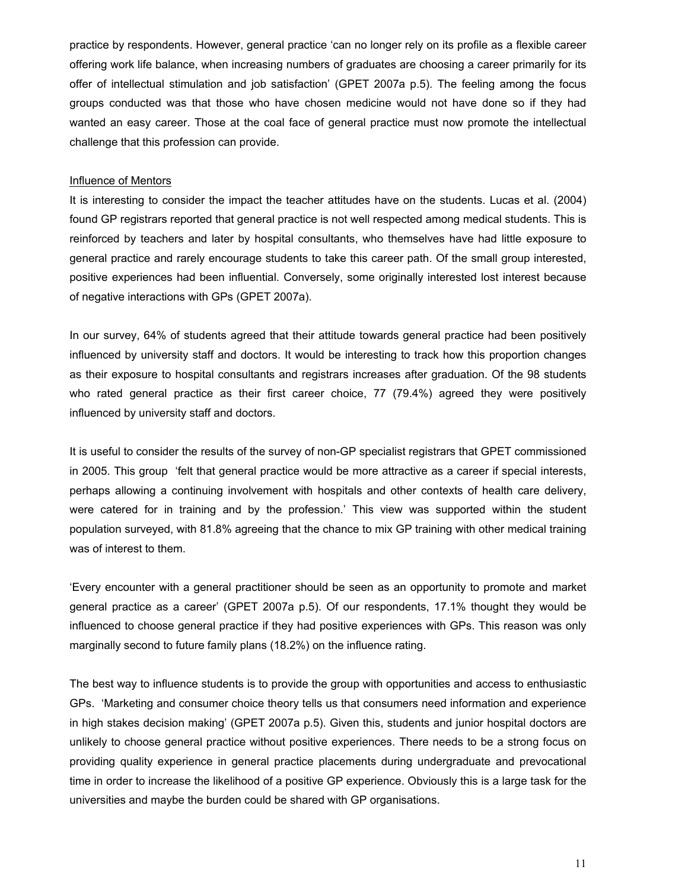practice by respondents. However, general practice 'can no longer rely on its profile as a flexible career offering work life balance, when increasing numbers of graduates are choosing a career primarily for its offer of intellectual stimulation and job satisfaction' (GPET 2007a p.5). The feeling among the focus groups conducted was that those who have chosen medicine would not have done so if they had wanted an easy career. Those at the coal face of general practice must now promote the intellectual challenge that this profession can provide.

<u>Influence of Mentors</u>

It is interesting to consider the impact the teacher attitudes have on the students. Lucas et al. (2004) found GP registrars reported that general practice is not well respected among medical students. This is reinforced by teachers and later by hospital consultants, who themselves have had little exposure to general practice and rarely encourage students to take this career path. Of the small group interested, positive experiences had been influential. Conversely, some originally interested lost interest because of negative interactions with GPs (GPET 2007a).

In our survey, 64% of students agreed that their attitude towards general practice had been positively influenced by university staff and doctors. It would be interesting to track how this proportion changes as their exposure to hospital consultants and registrars increases after graduation. Of the 98 students who rated general practice as their first career choice, 77 (79.4%) agreed they were positively influenced by university staff and doctors.

It is useful to consider the results of the survey of non-GP specialist registrars that GPET commissioned in 2005. This group 'felt that general practice would be more attractive as a career if special interests, perhaps allowing a continuing involvement with hospitals and other contexts of health care delivery, were catered for in training and by the profession.' This view was supported within the student population surveyed, with 81.8% agreeing that the chance to mix GP training with other medical training was of interest to them.

'Every encounter with a general practitioner should be seen as an opportunity to promote and market general practice as a career' (GPET 2007a p.5). Of our respondents, 17.1% thought they would be influenced to choose general practice if they had positive experiences with GPs. This reason was only marginally second to future family plans (18.2%) on the influence rating.

The best way to influence students is to provide the group with opportunities and access to enthusiastic GPs. 'Marketing and consumer choice theory tells us that consumers need information and experience in high stakes decision making' (GPET 2007a p.5). Given this, students and junior hospital doctors are unlikely to choose general practice without positive experiences. There needs to be a strong focus on providing quality experience in general practice placements during undergraduate and prevocational time in order to increase the likelihood of a positive GP experience. Obviously this is a large task for the universities and maybe the burden could be shared with GP organisations.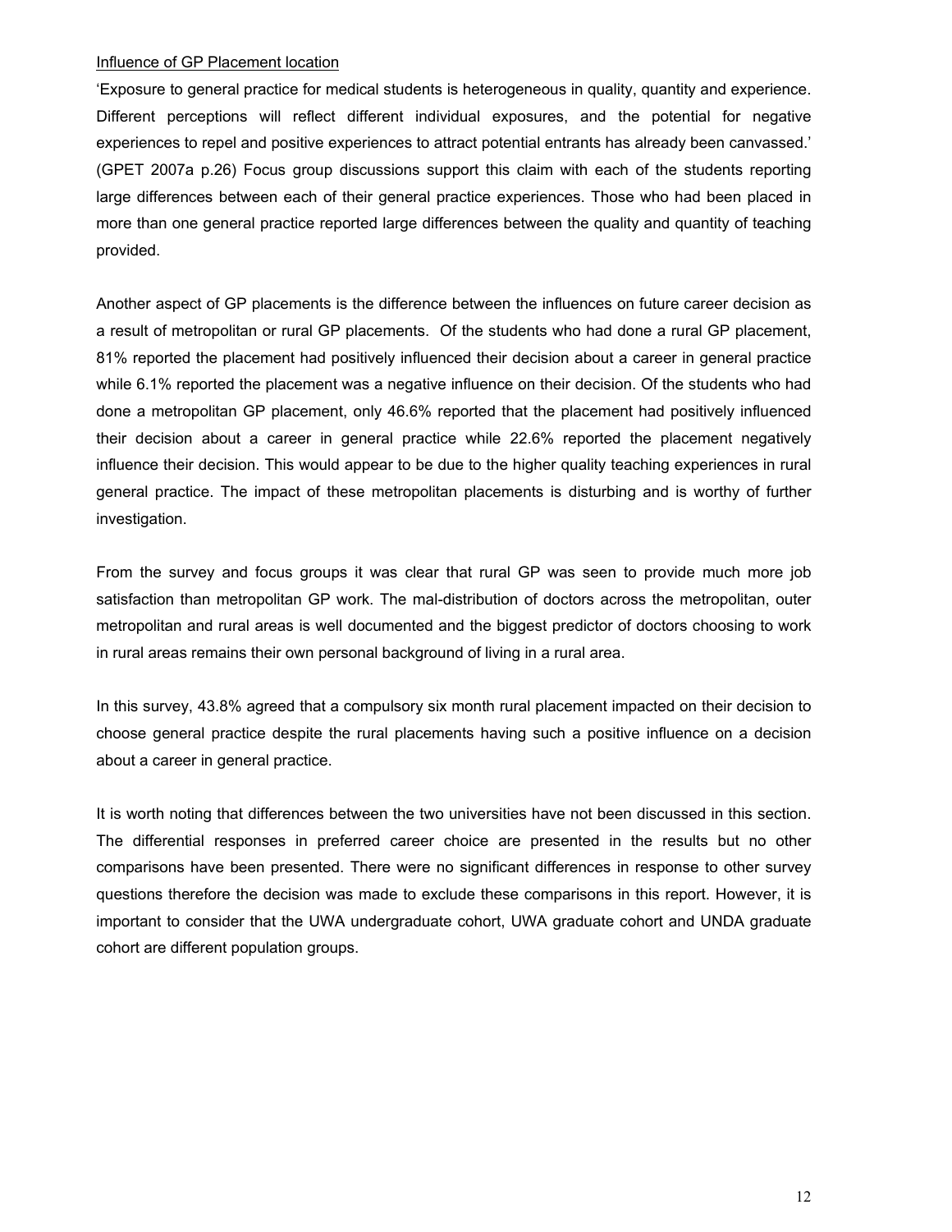Influence of GP Placement location

'Exposure to general practice for medical students is heterogeneous in quality, quantity and experience. Different perceptions will reflect different individual exposures, and the potential for negative experiences to repel and positive experiences to attract potential entrants has already been canvassed.' (GPET 2007a p.26) Focus group discussions support this claim with each of the students reporting large differences between each of their general practice experiences. Those who had been placed in more than one general practice reported large differences between the quality and quantity of teaching provided.

Another aspect of GP placements is the difference between the influences on future career decision as a result of metropolitan or rural GP placements. Of the students who had done a rural GP placement, 81% reported the placement had positively influenced their decision about a career in general practice while 6.1% reported the placement was a negative influence on their decision. Of the students who had done a metropolitan GP placement, only 46.6% reported that the placement had positively influenced their decision about a career in general practice while 22.6% reported the placement negatively influence their decision. This would appear to be due to the higher quality teaching experiences in rural general practice. The impact of these metropolitan placements is disturbing and is worthy of further investigation.

From the survey and focus groups it was clear that rural GP was seen to provide much more job satisfaction than metropolitan GP work. The mal-distribution of doctors across the metropolitan, outer metropolitan and rural areas is well documented and the biggest predictor of doctors choosing to work in rural areas remains their own personal background of living in a rural area.

In this survey, 43.8% agreed that a compulsory six month rural placement impacted on their decision to choose general practice despite the rural placements having such a positive influence on a decision about a career in general practice.

It is worth noting that differences between the two universities have not been discussed in this section. The differential responses in preferred career choice are presented in the results but no other comparisons have been presented. There were no significant differences in response to other survey questions therefore the decision was made to exclude these comparisons in this report. However, it is important to consider that the UWA undergraduate cohort, UWA graduate cohort and UNDA graduate cohort are different population groups.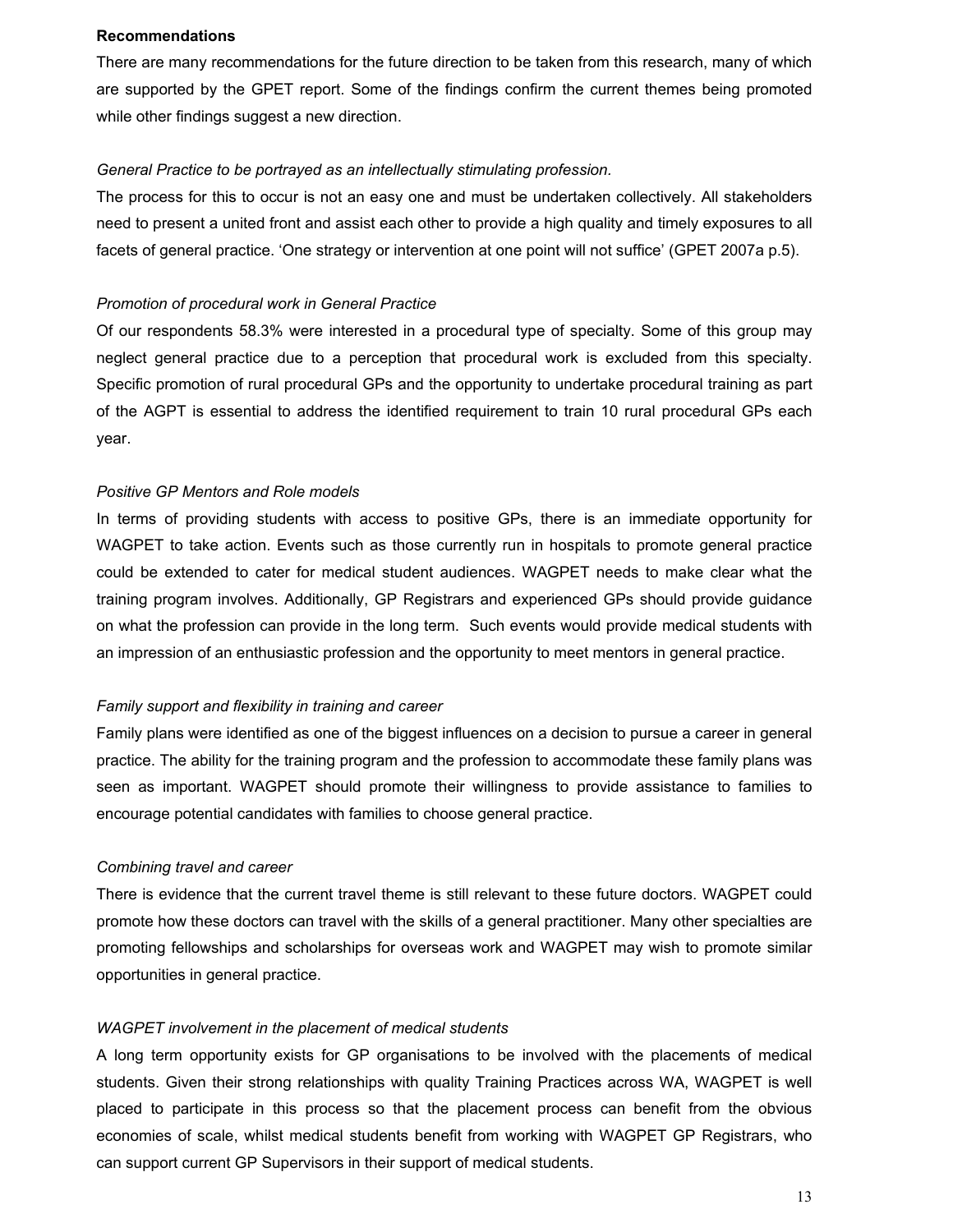## Recommendations

There are many recommendations for the future direction to be taken from this research, many of which are supported by the GPET report. Some of the findings confirm the current themes being promoted while other findings suggest a new direction.

### *General Practice to be portrayed as an intellectually stimulating profession.*

The process for this to occur is not an easy one and must be undertaken collectively. All stakeholders need to present a united front and assist each other to provide a high quality and timely exposures to all facets of general practice. 'One strategy or intervention at one point will not suffice' (GPET 2007a p.5).

### *Promotion of procedural work in General Practice*

Of our respondents 58.3% were interested in a procedural type of specialty. Some of this group may neglect general practice due to a perception that procedural work is excluded from this specialty. Specific promotion of rural procedural GPs and the opportunity to undertake procedural training as part of the AGPT is essential to address the identified requirement to train 10 rural procedural GPs each year.

### *Positive GP Mentors and Role models*

In terms of providing students with access to positive GPs, there is an immediate opportunity for WAGPET to take action. Events such as those currently run in hospitals to promote general practice could be extended to cater for medical student audiences. WAGPET needs to make clear what the training program involves. Additionally, GP Registrars and experienced GPs should provide guidance on what the profession can provide in the long term. Such events would provide medical students with an impression of an enthusiastic profession and the opportunity to meet mentors in general practice.

### *Family support and flexibility in training and career*

Family plans were identified as one of the biggest influences on a decision to pursue a career in general practice. The ability for the training program and the profession to accommodate these family plans was seen as important. WAGPET should promote their willingness to provide assistance to families to encourage potential candidates with families to choose general practice.

### *Combining travel and career*

There is evidence that the current travel theme is still relevant to these future doctors. WAGPET could promote how these doctors can travel with the skills of a general practitioner. Many other specialties are promoting fellowships and scholarships for overseas work and WAGPET may wish to promote similar opportunities in general practice.

### *WAGPET involvement in the placement of medical students*

A long term opportunity exists for GP organisations to be involved with the placements of medical students. Given their strong relationships with quality Training Practices across WA, WAGPET is well placed to participate in this process so that the placement process can benefit from the obvious economies of scale, whilst medical students benefit from working with WAGPET GP Registrars, who can support current GP Supervisors in their support of medical students.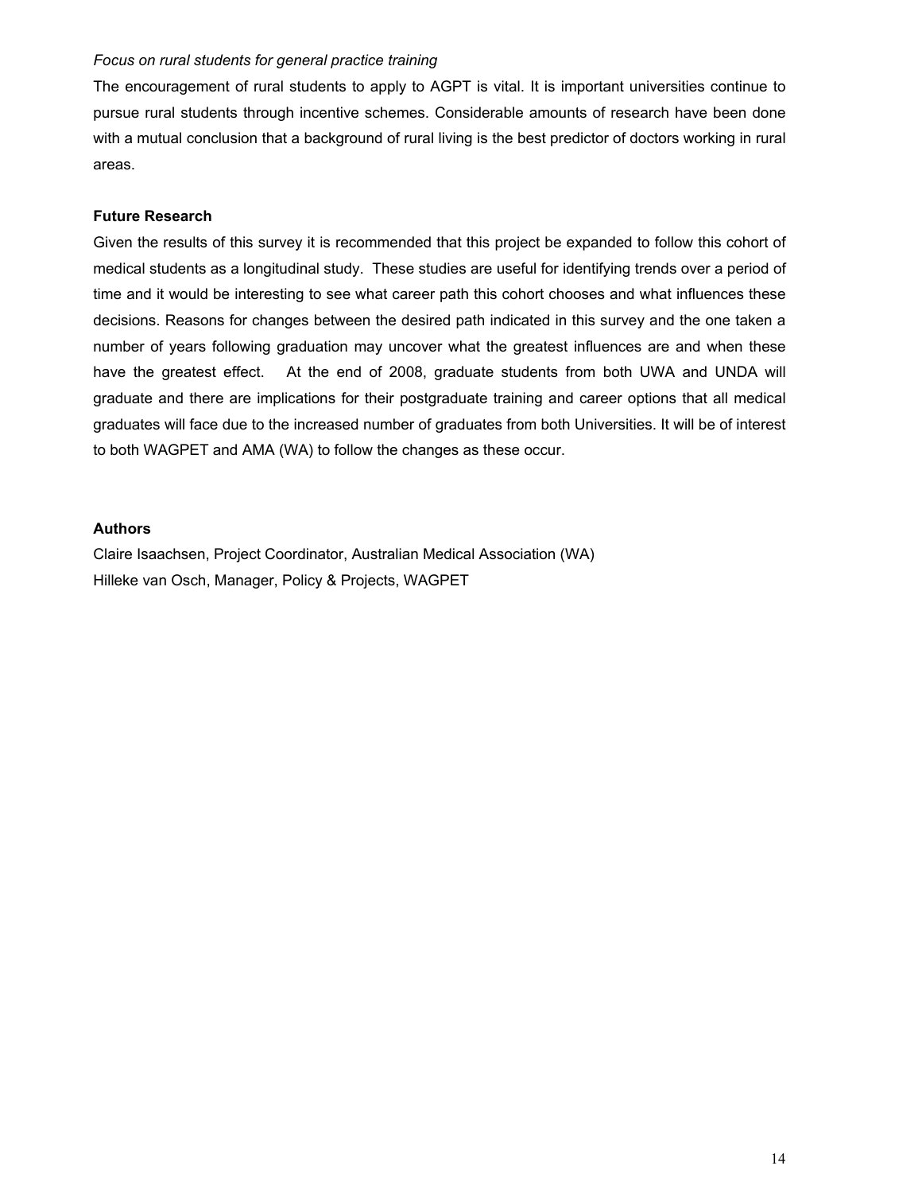*Focus on rural students for general practice training*

The encouragement of rural students to apply to AGPT is vital. It is important universities continue to pursue rural students through incentive schemes. Considerable amounts of research have been done with a mutual conclusion that a background of rural living is the best predictor of doctors working in rural areas.

**Future Research**

Given the results of this survey it is recommended that this project be expanded to follow this cohort of medical students as a longitudinal study. These studies are useful for identifying trends over a period of time and it would be interesting to see what career path this cohort chooses and what influences these decisions. Reasons for changes between the desired path indicated in this survey and the one taken a number of years following graduation may uncover what the greatest influences are and when these have the greatest effect. At the end of 2008, graduate students from both UWA and UNDA will graduate and there are implications for their postgraduate training and career options that all medical graduates will face due to the increased number of graduates from both Universities. It will be of interest to both WAGPET and AMA (WA) to follow the changes as these occur.

**Authors**

Claire Isaachsen, Project Coordinator, Australian Medical Association (WA)
Hilleke van Osch, Manager, Policy & Projects, WAGPET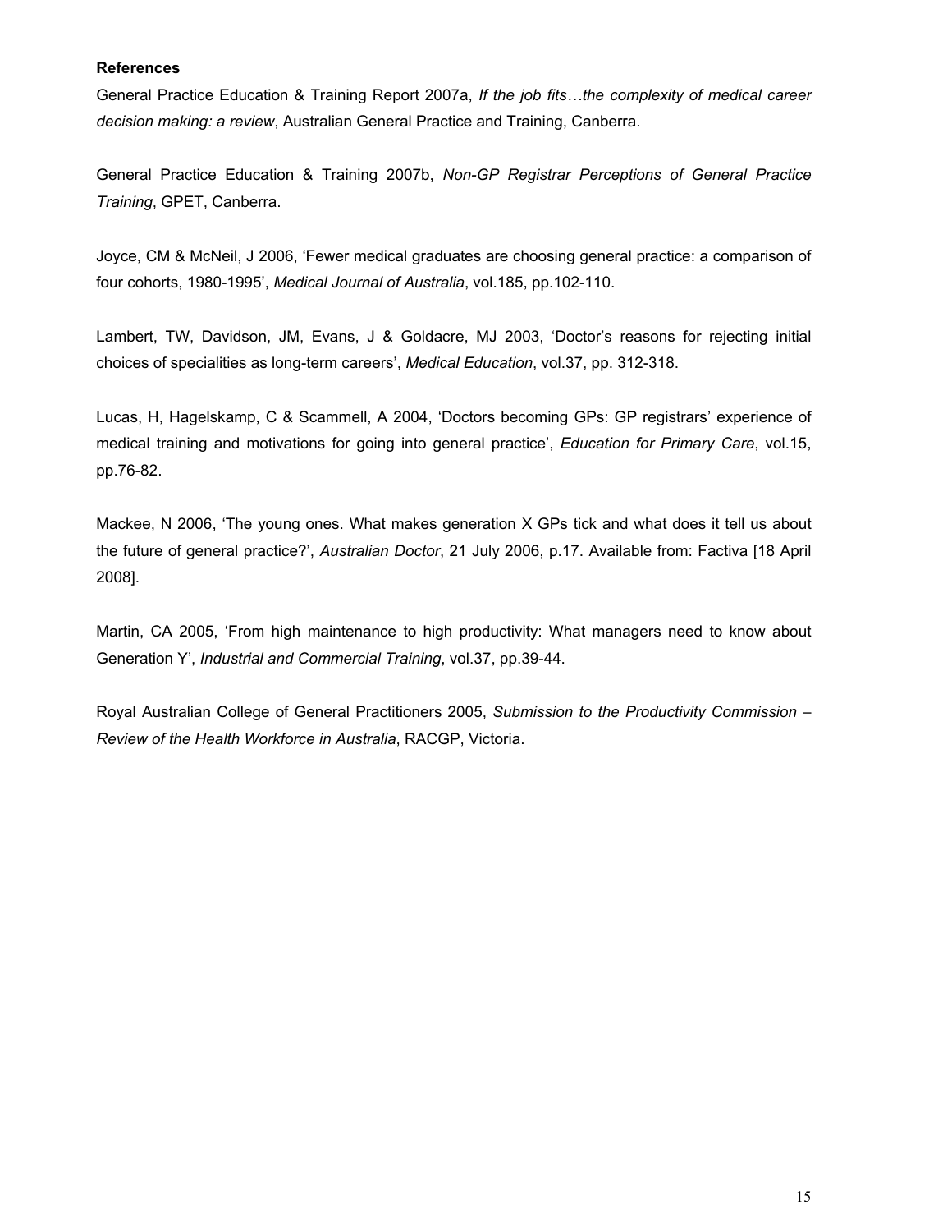**References**

General Practice Education & Training Report 2007a, *If the job fits…the complexity of medical career decision making: a review*, Australian General Practice and Training, Canberra.

General Practice Education & Training 2007b, *Non-GP Registrar Perceptions of General Practice Training*, GPET, Canberra.

Joyce, CM & McNeil, J 2006, 'Fewer medical graduates are choosing general practice: a comparison of four cohorts, 1980-1995', *Medical Journal of Australia*, vol.185, pp.102-110.

Lambert, TW, Davidson, JM, Evans, J & Goldacre, MJ 2003, 'Doctor's reasons for rejecting initial choices of specialities as long-term careers', *Medical Education*, vol.37, pp. 312-318.

Lucas, H, Hagelskamp, C & Scammell, A 2004, 'Doctors becoming GPs: GP registrars' experience of medical training and motivations for going into general practice', *Education for Primary Care*, vol.15, pp.76-82.

Mackee, N 2006, 'The young ones. What makes generation X GPs tick and what does it tell us about the future of general practice?', *Australian Doctor*, 21 July 2006, p.17. Available from: Factiva [18 April 2008].

Martin, CA 2005, 'From high maintenance to high productivity: What managers need to know about Generation Y', *Industrial and Commercial Training*, vol.37, pp.39-44.

Royal Australian College of General Practitioners 2005, *Submission to the Productivity Commission – Review of the Health Workforce in Australia*, RACGP, Victoria.